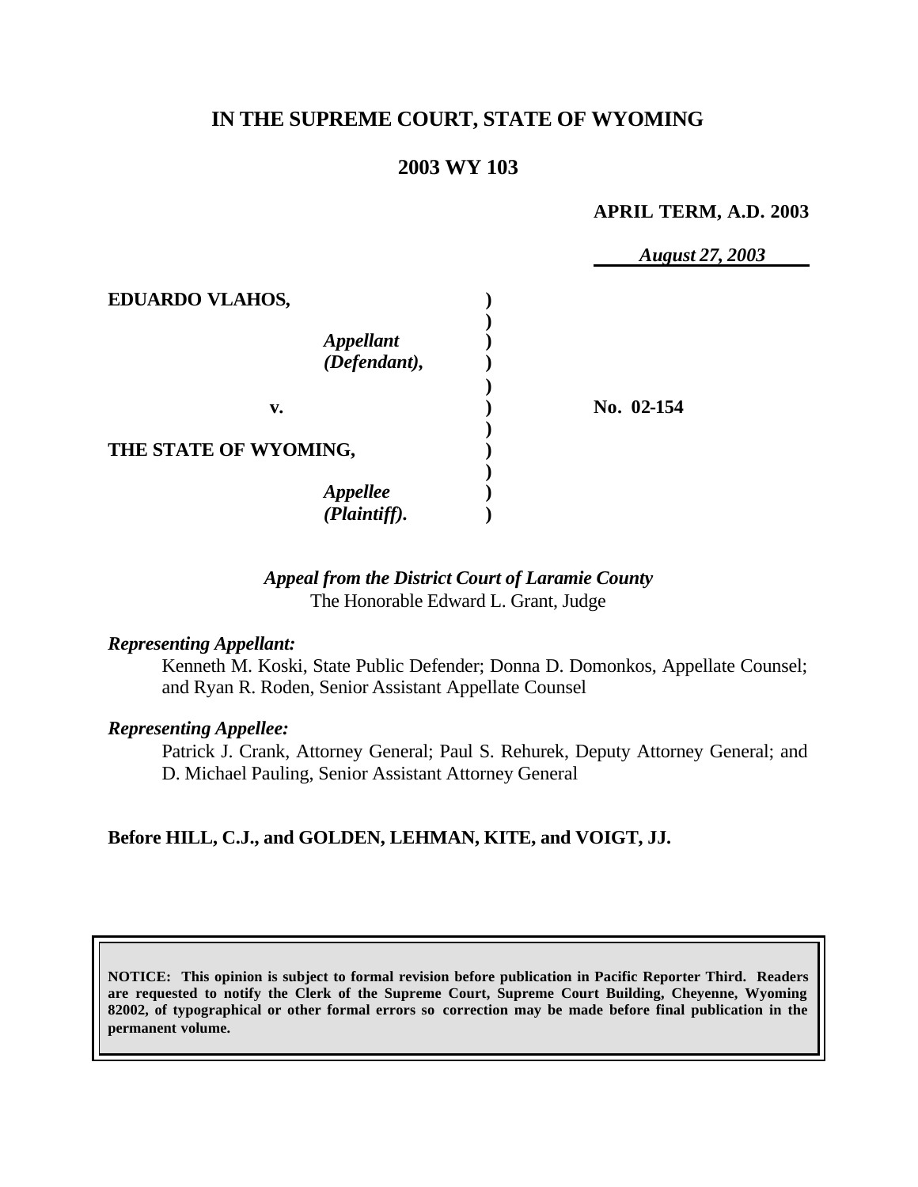# IN THE SUPREME COURT, STATE OF WYOMING

## 2003 WY 103

**APRIL TERM, A.D. 2003**

*August 27, 2003*

**EDUARDO VLAHOS,**

*Appellant (Defendant),*

**v.**

**THE STATE OF WYOMING,**

*Appellee (Plaintiff).*

**No. 02-154**

*Appeal from the District Court of Laramie County*
The Honorable Edward L. Grant, Judge

***Representing Appellant:***

Kenneth M. Koski, State Public Defender; Donna D. Domonkos, Appellate Counsel; and Ryan R. Roden, Senior Assistant Appellate Counsel

***Representing Appellee:***

Patrick J. Crank, Attorney General; Paul S. Rehurek, Deputy Attorney General; and D. Michael Pauling, Senior Assistant Attorney General

**Before HILL, C.J., and GOLDEN, LEHMAN, KITE, and VOIGT, JJ.**

**NOTICE: This opinion is subject to formal revision before publication in Pacific Reporter Third. Readers are requested to notify the Clerk of the Supreme Court, Supreme Court Building, Cheyenne, Wyoming 82002, of typographical or other formal errors so correction may be made before final publication in the permanent volume.**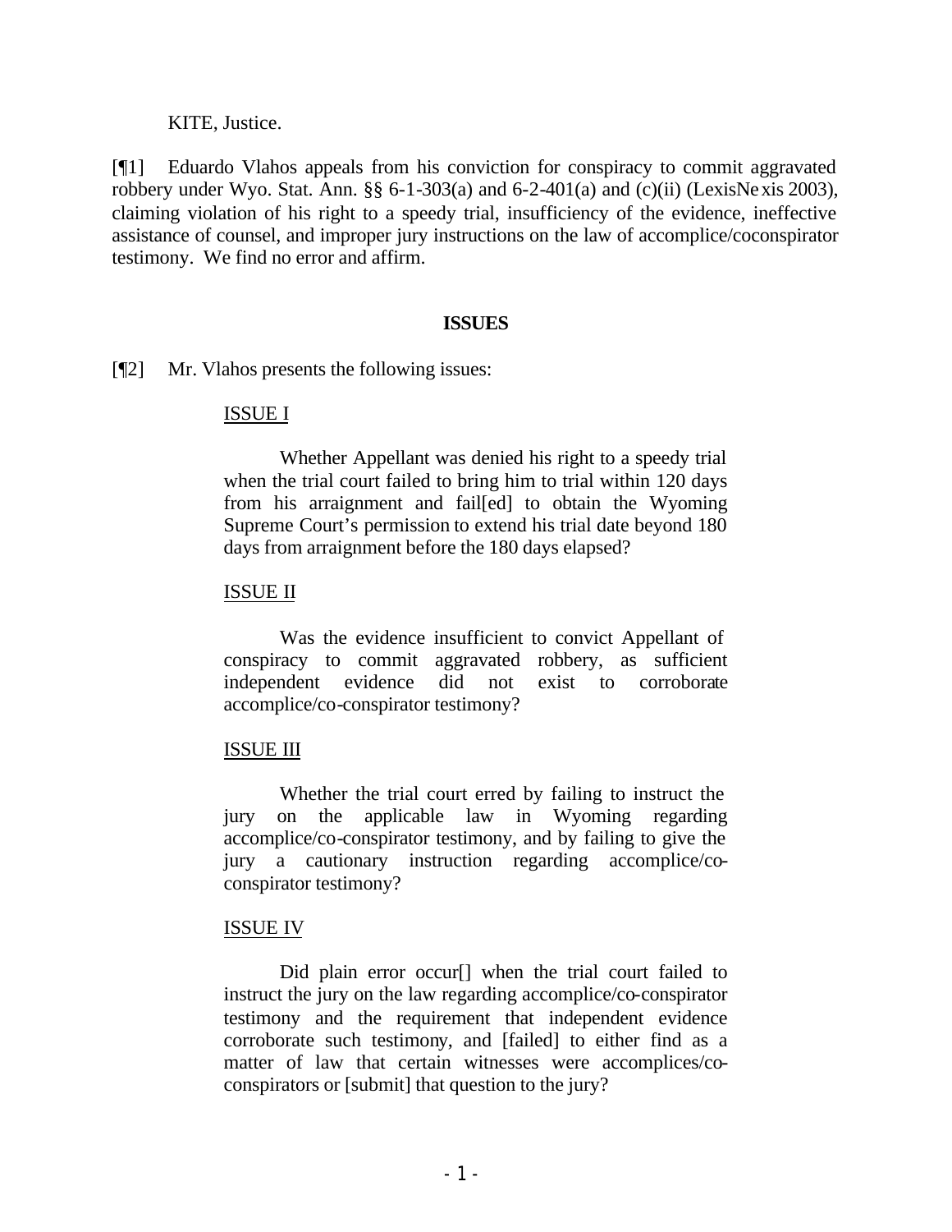KITE, Justice.

[¶1] Eduardo Vlahos appeals from his conviction for conspiracy to commit aggravated robbery under Wyo. Stat. Ann. §§ 6-1-303(a) and 6-2-401(a) and (c)(ii) (LexisNexis 2003), claiming violation of his right to a speedy trial, insufficiency of the evidence, ineffective assistance of counsel, and improper jury instructions on the law of accomplice/coconspirator testimony. We find no error and affirm.

## ISSUES

[¶2] Mr. Vlahos presents the following issues:

> ISSUE I
>
> Whether Appellant was denied his right to a speedy trial when the trial court failed to bring him to trial within 120 days from his arraignment and fail[ed] to obtain the Wyoming Supreme Court's permission to extend his trial date beyond 180 days from arraignment before the 180 days elapsed?
>
> ISSUE II
>
> Was the evidence insufficient to convict Appellant of conspiracy to commit aggravated robbery, as sufficient independent evidence did not exist to corroborate accomplice/co-conspirator testimony?
>
> ISSUE III
>
> Whether the trial court erred by failing to instruct the jury on the applicable law in Wyoming regarding accomplice/co-conspirator testimony, and by failing to give the jury a cautionary instruction regarding accomplice/co-conspirator testimony?
>
> ISSUE IV
>
> Did plain error occur[] when the trial court failed to instruct the jury on the law regarding accomplice/co-conspirator testimony and the requirement that independent evidence corroborate such testimony, and [failed] to either find as a matter of law that certain witnesses were accomplices/co-conspirators or [submit] that question to the jury?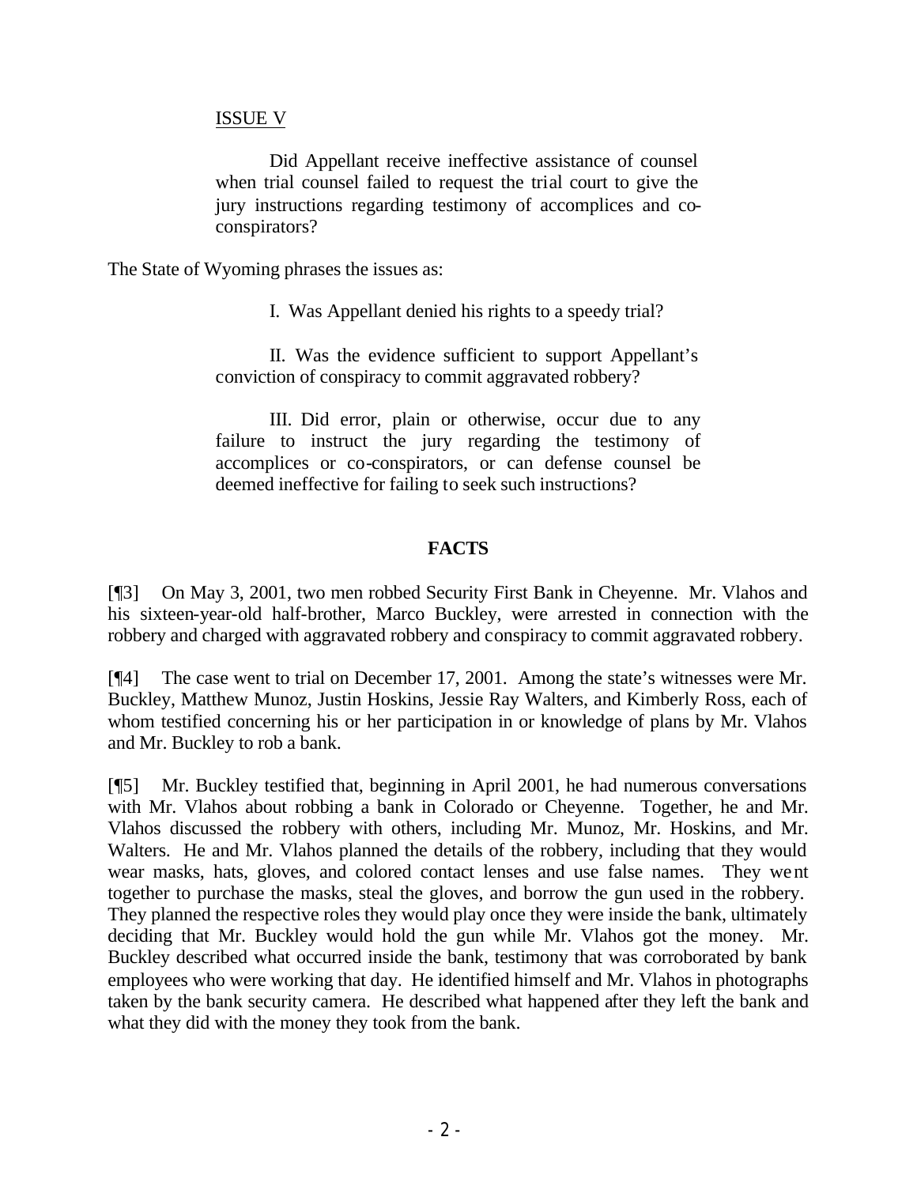ISSUE V

> Did Appellant receive ineffective assistance of counsel when trial counsel failed to request the trial court to give the jury instructions regarding testimony of accomplices and co-conspirators?

The State of Wyoming phrases the issues as:

> I. Was Appellant denied his rights to a speedy trial?
>
> II. Was the evidence sufficient to support Appellant's conviction of conspiracy to commit aggravated robbery?
>
> III. Did error, plain or otherwise, occur due to any failure to instruct the jury regarding the testimony of accomplices or co-conspirators, or can defense counsel be deemed ineffective for failing to seek such instructions?

## FACTS

[¶3] On May 3, 2001, two men robbed Security First Bank in Cheyenne. Mr. Vlahos and his sixteen-year-old half-brother, Marco Buckley, were arrested in connection with the robbery and charged with aggravated robbery and conspiracy to commit aggravated robbery.

[¶4] The case went to trial on December 17, 2001. Among the state's witnesses were Mr. Buckley, Matthew Munoz, Justin Hoskins, Jessie Ray Walters, and Kimberly Ross, each of whom testified concerning his or her participation in or knowledge of plans by Mr. Vlahos and Mr. Buckley to rob a bank.

[¶5] Mr. Buckley testified that, beginning in April 2001, he had numerous conversations with Mr. Vlahos about robbing a bank in Colorado or Cheyenne. Together, he and Mr. Vlahos discussed the robbery with others, including Mr. Munoz, Mr. Hoskins, and Mr. Walters. He and Mr. Vlahos planned the details of the robbery, including that they would wear masks, hats, gloves, and colored contact lenses and use false names. They went together to purchase the masks, steal the gloves, and borrow the gun used in the robbery. They planned the respective roles they would play once they were inside the bank, ultimately deciding that Mr. Buckley would hold the gun while Mr. Vlahos got the money. Mr. Buckley described what occurred inside the bank, testimony that was corroborated by bank employees who were working that day. He identified himself and Mr. Vlahos in photographs taken by the bank security camera. He described what happened after they left the bank and what they did with the money they took from the bank.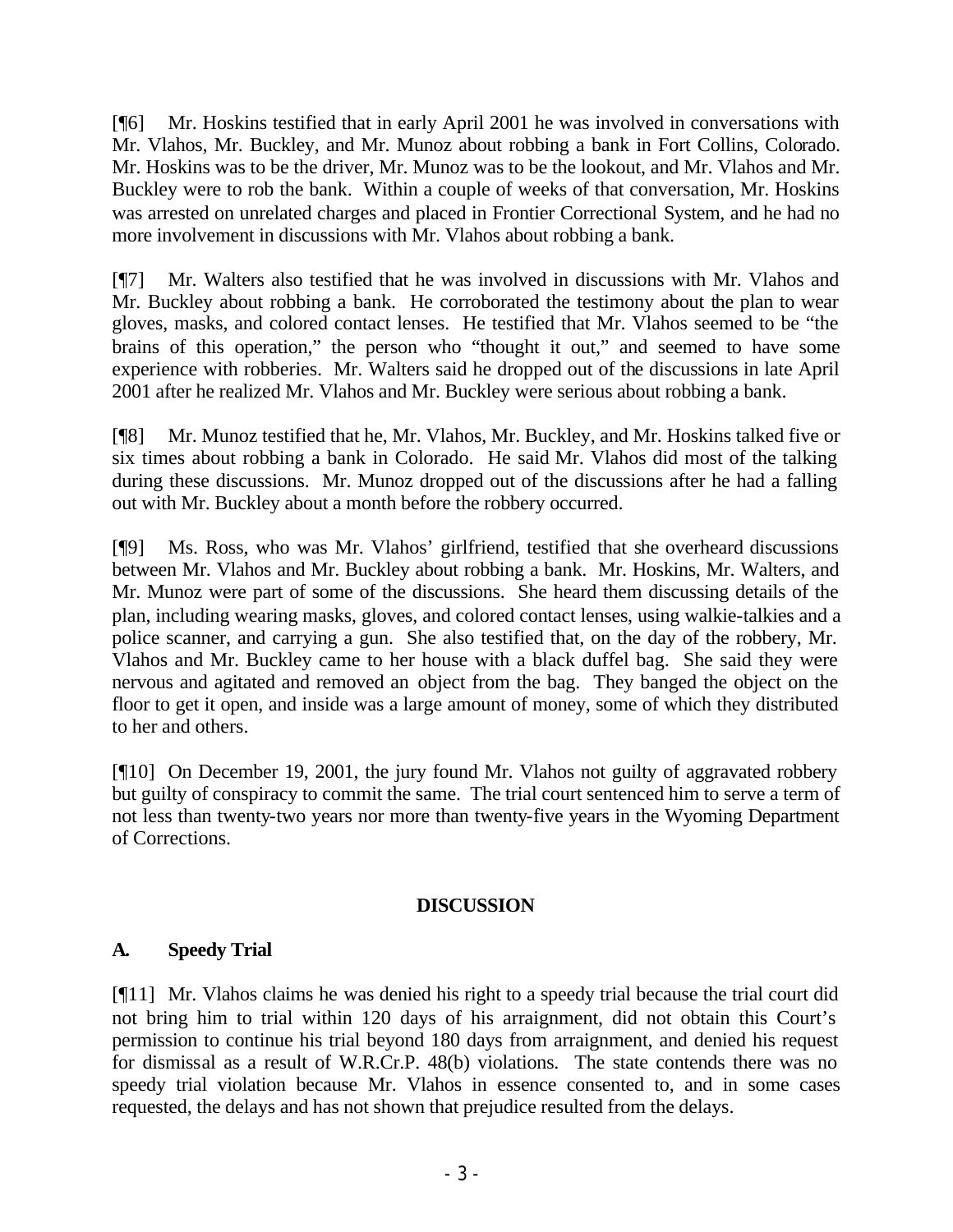[¶6] Mr. Hoskins testified that in early April 2001 he was involved in conversations with Mr. Vlahos, Mr. Buckley, and Mr. Munoz about robbing a bank in Fort Collins, Colorado. Mr. Hoskins was to be the driver, Mr. Munoz was to be the lookout, and Mr. Vlahos and Mr. Buckley were to rob the bank. Within a couple of weeks of that conversation, Mr. Hoskins was arrested on unrelated charges and placed in Frontier Correctional System, and he had no more involvement in discussions with Mr. Vlahos about robbing a bank.

[¶7] Mr. Walters also testified that he was involved in discussions with Mr. Vlahos and Mr. Buckley about robbing a bank. He corroborated the testimony about the plan to wear gloves, masks, and colored contact lenses. He testified that Mr. Vlahos seemed to be "the brains of this operation," the person who "thought it out," and seemed to have some experience with robberies. Mr. Walters said he dropped out of the discussions in late April 2001 after he realized Mr. Vlahos and Mr. Buckley were serious about robbing a bank.

[¶8] Mr. Munoz testified that he, Mr. Vlahos, Mr. Buckley, and Mr. Hoskins talked five or six times about robbing a bank in Colorado. He said Mr. Vlahos did most of the talking during these discussions. Mr. Munoz dropped out of the discussions after he had a falling out with Mr. Buckley about a month before the robbery occurred.

[¶9] Ms. Ross, who was Mr. Vlahos' girlfriend, testified that she overheard discussions between Mr. Vlahos and Mr. Buckley about robbing a bank. Mr. Hoskins, Mr. Walters, and Mr. Munoz were part of some of the discussions. She heard them discussing details of the plan, including wearing masks, gloves, and colored contact lenses, using walkie-talkies and a police scanner, and carrying a gun. She also testified that, on the day of the robbery, Mr. Vlahos and Mr. Buckley came to her house with a black duffel bag. She said they were nervous and agitated and removed an object from the bag. They banged the object on the floor to get it open, and inside was a large amount of money, some of which they distributed to her and others.

[¶10] On December 19, 2001, the jury found Mr. Vlahos not guilty of aggravated robbery but guilty of conspiracy to commit the same. The trial court sentenced him to serve a term of not less than twenty-two years nor more than twenty-five years in the Wyoming Department of Corrections.

## DISCUSSION

### A. Speedy Trial

[¶11] Mr. Vlahos claims he was denied his right to a speedy trial because the trial court did not bring him to trial within 120 days of his arraignment, did not obtain this Court's permission to continue his trial beyond 180 days from arraignment, and denied his request for dismissal as a result of W.R.Cr.P. 48(b) violations. The state contends there was no speedy trial violation because Mr. Vlahos in essence consented to, and in some cases requested, the delays and has not shown that prejudice resulted from the delays.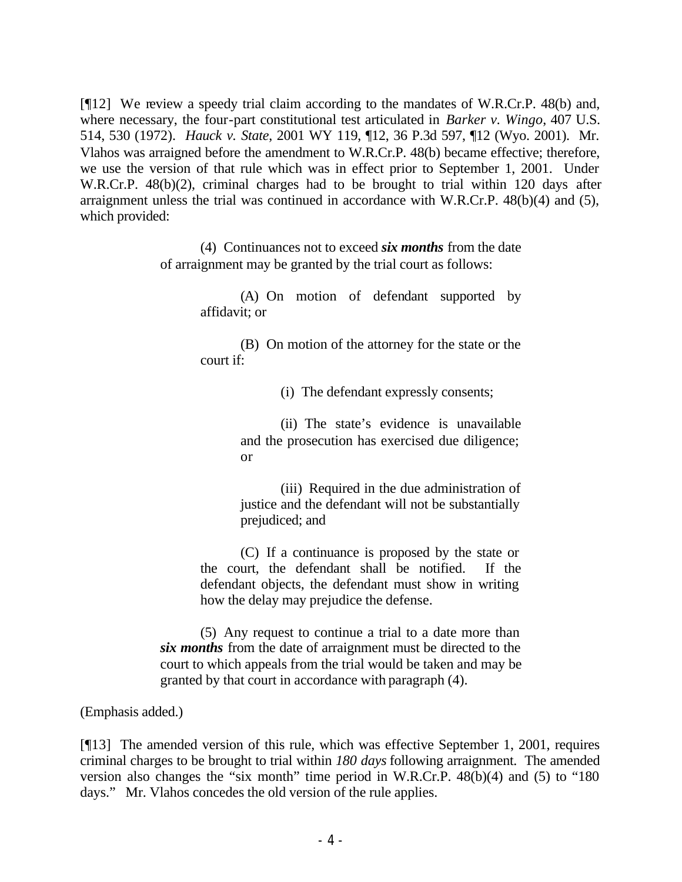[¶12] We review a speedy trial claim according to the mandates of W.R.Cr.P. 48(b) and, where necessary, the four-part constitutional test articulated in *Barker v. Wingo*, 407 U.S. 514, 530 (1972). *Hauck v. State*, 2001 WY 119, ¶12, 36 P.3d 597, ¶12 (Wyo. 2001). Mr. Vlahos was arraigned before the amendment to W.R.Cr.P. 48(b) became effective; therefore, we use the version of that rule which was in effect prior to September 1, 2001. Under W.R.Cr.P. 48(b)(2), criminal charges had to be brought to trial within 120 days after arraignment unless the trial was continued in accordance with W.R.Cr.P. 48(b)(4) and (5), which provided:

> (4) Continuances not to exceed ***six months*** from the date of arraignment may be granted by the trial court as follows:
>
> > (A) On motion of defendant supported by affidavit; or
> >
> > (B) On motion of the attorney for the state or the court if:
> >
> > > (i) The defendant expressly consents;
> > >
> > > (ii) The state's evidence is unavailable and the prosecution has exercised due diligence; or
> > >
> > > (iii) Required in the due administration of justice and the defendant will not be substantially prejudiced; and
> >
> > (C) If a continuance is proposed by the state or the court, the defendant shall be notified. If the defendant objects, the defendant must show in writing how the delay may prejudice the defense.
>
> (5) Any request to continue a trial to a date more than ***six months*** from the date of arraignment must be directed to the court to which appeals from the trial would be taken and may be granted by that court in accordance with paragraph (4).

(Emphasis added.)

[¶13] The amended version of this rule, which was effective September 1, 2001, requires criminal charges to be brought to trial within *180 days* following arraignment. The amended version also changes the "six month" time period in W.R.Cr.P. 48(b)(4) and (5) to "180 days." Mr. Vlahos concedes the old version of the rule applies.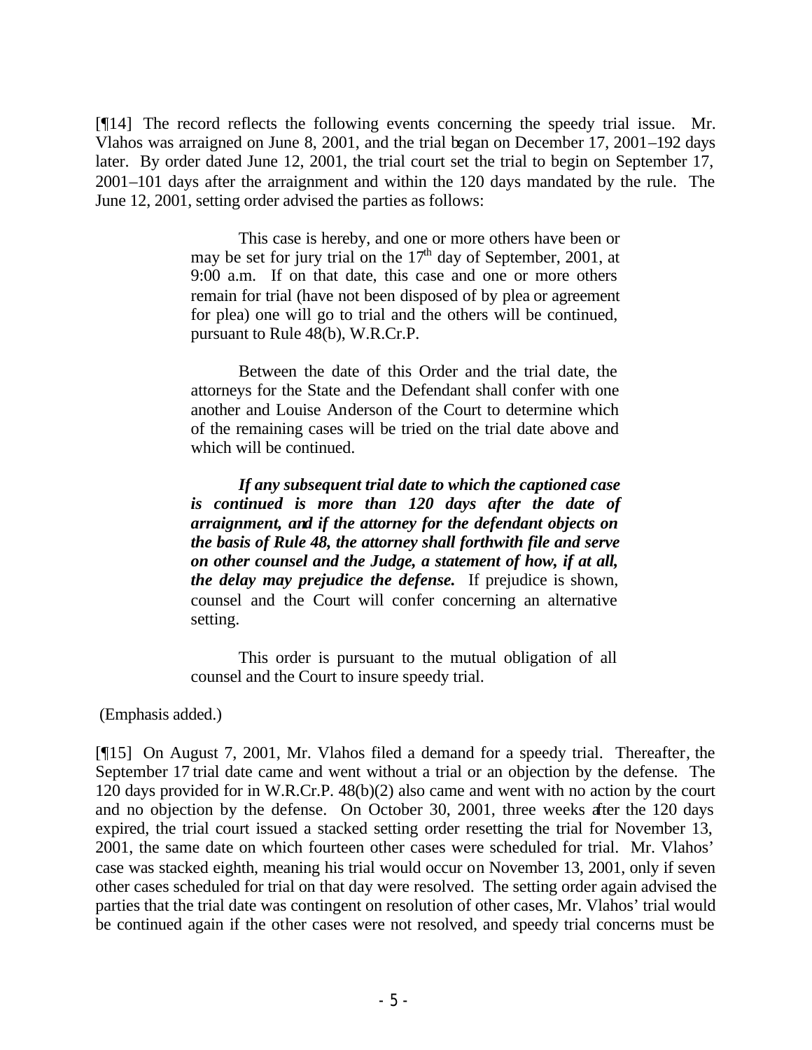[¶14] The record reflects the following events concerning the speedy trial issue. Mr. Vlahos was arraigned on June 8, 2001, and the trial began on December 17, 2001–192 days later. By order dated June 12, 2001, the trial court set the trial to begin on September 17, 2001–101 days after the arraignment and within the 120 days mandated by the rule. The June 12, 2001, setting order advised the parties as follows:

> This case is hereby, and one or more others have been or may be set for jury trial on the 17th day of September, 2001, at 9:00 a.m. If on that date, this case and one or more others remain for trial (have not been disposed of by plea or agreement for plea) one will go to trial and the others will be continued, pursuant to Rule 48(b), W.R.Cr.P.
>
> Between the date of this Order and the trial date, the attorneys for the State and the Defendant shall confer with one another and Louise Anderson of the Court to determine which of the remaining cases will be tried on the trial date above and which will be continued.
>
> ***If any subsequent trial date to which the captioned case is continued is more than 120 days after the date of arraignment, and if the attorney for the defendant objects on the basis of Rule 48, the attorney shall forthwith file and serve on other counsel and the Judge, a statement of how, if at all, the delay may prejudice the defense.*** If prejudice is shown, counsel and the Court will confer concerning an alternative setting.
>
> This order is pursuant to the mutual obligation of all counsel and the Court to insure speedy trial.

(Emphasis added.)

[¶15] On August 7, 2001, Mr. Vlahos filed a demand for a speedy trial. Thereafter, the September 17 trial date came and went without a trial or an objection by the defense. The 120 days provided for in W.R.Cr.P. 48(b)(2) also came and went with no action by the court and no objection by the defense. On October 30, 2001, three weeks after the 120 days expired, the trial court issued a stacked setting order resetting the trial for November 13, 2001, the same date on which fourteen other cases were scheduled for trial. Mr. Vlahos' case was stacked eighth, meaning his trial would occur on November 13, 2001, only if seven other cases scheduled for trial on that day were resolved. The setting order again advised the parties that the trial date was contingent on resolution of other cases, Mr. Vlahos' trial would be continued again if the other cases were not resolved, and speedy trial concerns must be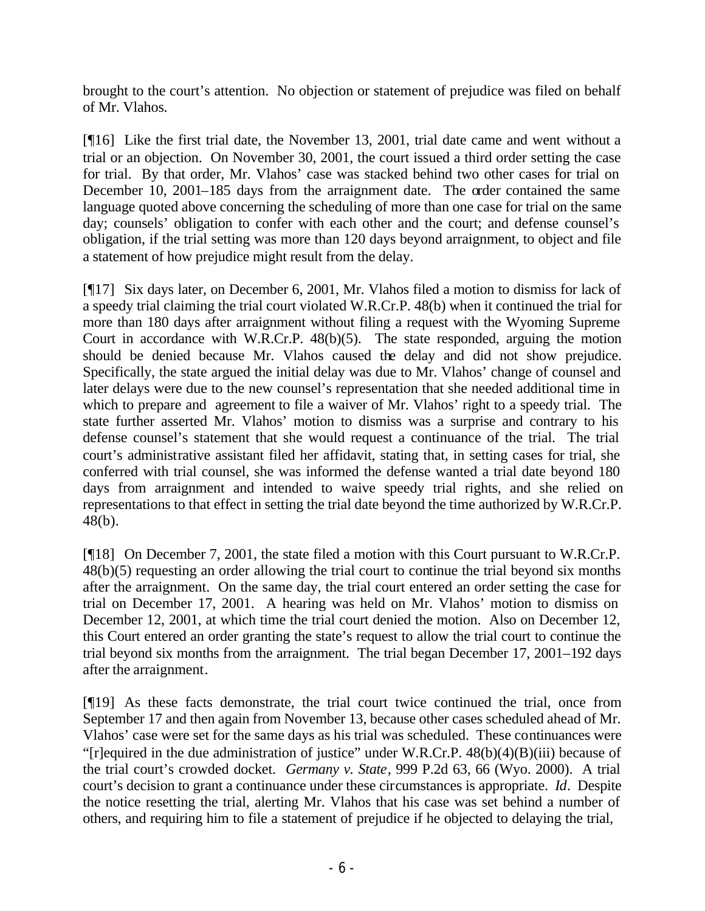brought to the court's attention. No objection or statement of prejudice was filed on behalf of Mr. Vlahos.

[¶16] Like the first trial date, the November 13, 2001, trial date came and went without a trial or an objection. On November 30, 2001, the court issued a third order setting the case for trial. By that order, Mr. Vlahos' case was stacked behind two other cases for trial on December 10, 2001–185 days from the arraignment date. The order contained the same language quoted above concerning the scheduling of more than one case for trial on the same day; counsels' obligation to confer with each other and the court; and defense counsel's obligation, if the trial setting was more than 120 days beyond arraignment, to object and file a statement of how prejudice might result from the delay.

[¶17] Six days later, on December 6, 2001, Mr. Vlahos filed a motion to dismiss for lack of a speedy trial claiming the trial court violated W.R.Cr.P. 48(b) when it continued the trial for more than 180 days after arraignment without filing a request with the Wyoming Supreme Court in accordance with W.R.Cr.P. 48(b)(5). The state responded, arguing the motion should be denied because Mr. Vlahos caused the delay and did not show prejudice. Specifically, the state argued the initial delay was due to Mr. Vlahos' change of counsel and later delays were due to the new counsel's representation that she needed additional time in which to prepare and agreement to file a waiver of Mr. Vlahos' right to a speedy trial. The state further asserted Mr. Vlahos' motion to dismiss was a surprise and contrary to his defense counsel's statement that she would request a continuance of the trial. The trial court's administrative assistant filed her affidavit, stating that, in setting cases for trial, she conferred with trial counsel, she was informed the defense wanted a trial date beyond 180 days from arraignment and intended to waive speedy trial rights, and she relied on representations to that effect in setting the trial date beyond the time authorized by W.R.Cr.P. 48(b).

[¶18] On December 7, 2001, the state filed a motion with this Court pursuant to W.R.Cr.P. 48(b)(5) requesting an order allowing the trial court to continue the trial beyond six months after the arraignment. On the same day, the trial court entered an order setting the case for trial on December 17, 2001. A hearing was held on Mr. Vlahos' motion to dismiss on December 12, 2001, at which time the trial court denied the motion. Also on December 12, this Court entered an order granting the state's request to allow the trial court to continue the trial beyond six months from the arraignment. The trial began December 17, 2001–192 days after the arraignment.

[¶19] As these facts demonstrate, the trial court twice continued the trial, once from September 17 and then again from November 13, because other cases scheduled ahead of Mr. Vlahos' case were set for the same days as his trial was scheduled. These continuances were "[r]equired in the due administration of justice" under W.R.Cr.P. 48(b)(4)(B)(iii) because of the trial court's crowded docket. *Germany v. State*, 999 P.2d 63, 66 (Wyo. 2000). A trial court's decision to grant a continuance under these circumstances is appropriate. *Id*. Despite the notice resetting the trial, alerting Mr. Vlahos that his case was set behind a number of others, and requiring him to file a statement of prejudice if he objected to delaying the trial,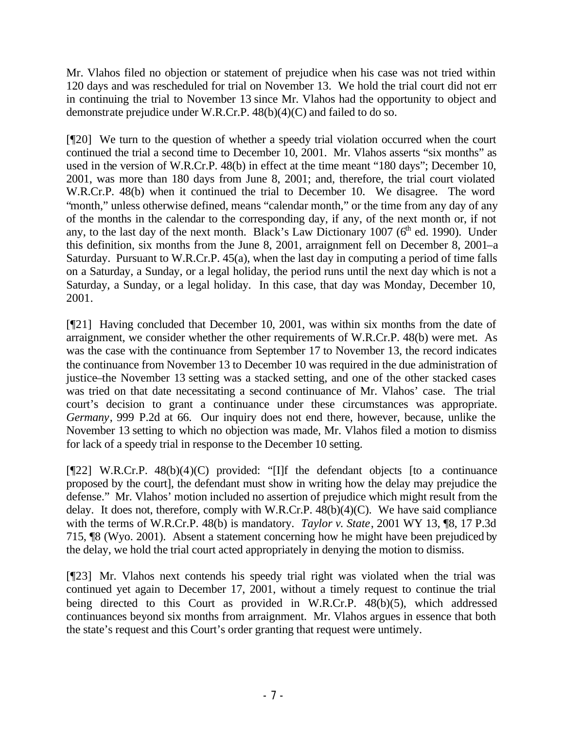Mr. Vlahos filed no objection or statement of prejudice when his case was not tried within 120 days and was rescheduled for trial on November 13. We hold the trial court did not err in continuing the trial to November 13 since Mr. Vlahos had the opportunity to object and demonstrate prejudice under W.R.Cr.P. 48(b)(4)(C) and failed to do so.

[¶20] We turn to the question of whether a speedy trial violation occurred when the court continued the trial a second time to December 10, 2001. Mr. Vlahos asserts "six months" as used in the version of W.R.Cr.P. 48(b) in effect at the time meant "180 days"; December 10, 2001, was more than 180 days from June 8, 2001; and, therefore, the trial court violated W.R.Cr.P. 48(b) when it continued the trial to December 10. We disagree. The word "month," unless otherwise defined, means "calendar month," or the time from any day of any of the months in the calendar to the corresponding day, if any, of the next month or, if not any, to the last day of the next month. Black's Law Dictionary 1007 (6th ed. 1990). Under this definition, six months from the June 8, 2001, arraignment fell on December 8, 2001–a Saturday. Pursuant to W.R.Cr.P. 45(a), when the last day in computing a period of time falls on a Saturday, a Sunday, or a legal holiday, the period runs until the next day which is not a Saturday, a Sunday, or a legal holiday. In this case, that day was Monday, December 10, 2001.

[¶21] Having concluded that December 10, 2001, was within six months from the date of arraignment, we consider whether the other requirements of W.R.Cr.P. 48(b) were met. As was the case with the continuance from September 17 to November 13, the record indicates the continuance from November 13 to December 10 was required in the due administration of justice–the November 13 setting was a stacked setting, and one of the other stacked cases was tried on that date necessitating a second continuance of Mr. Vlahos' case. The trial court's decision to grant a continuance under these circumstances was appropriate. *Germany*, 999 P.2d at 66. Our inquiry does not end there, however, because, unlike the November 13 setting to which no objection was made, Mr. Vlahos filed a motion to dismiss for lack of a speedy trial in response to the December 10 setting.

[¶22] W.R.Cr.P. 48(b)(4)(C) provided: "[I]f the defendant objects [to a continuance proposed by the court], the defendant must show in writing how the delay may prejudice the defense." Mr. Vlahos' motion included no assertion of prejudice which might result from the delay. It does not, therefore, comply with W.R.Cr.P. 48(b)(4)(C). We have said compliance with the terms of W.R.Cr.P. 48(b) is mandatory. *Taylor v. State*, 2001 WY 13, ¶8, 17 P.3d 715, ¶8 (Wyo. 2001). Absent a statement concerning how he might have been prejudiced by the delay, we hold the trial court acted appropriately in denying the motion to dismiss.

[¶23] Mr. Vlahos next contends his speedy trial right was violated when the trial was continued yet again to December 17, 2001, without a timely request to continue the trial being directed to this Court as provided in W.R.Cr.P. 48(b)(5), which addressed continuances beyond six months from arraignment. Mr. Vlahos argues in essence that both the state's request and this Court's order granting that request were untimely.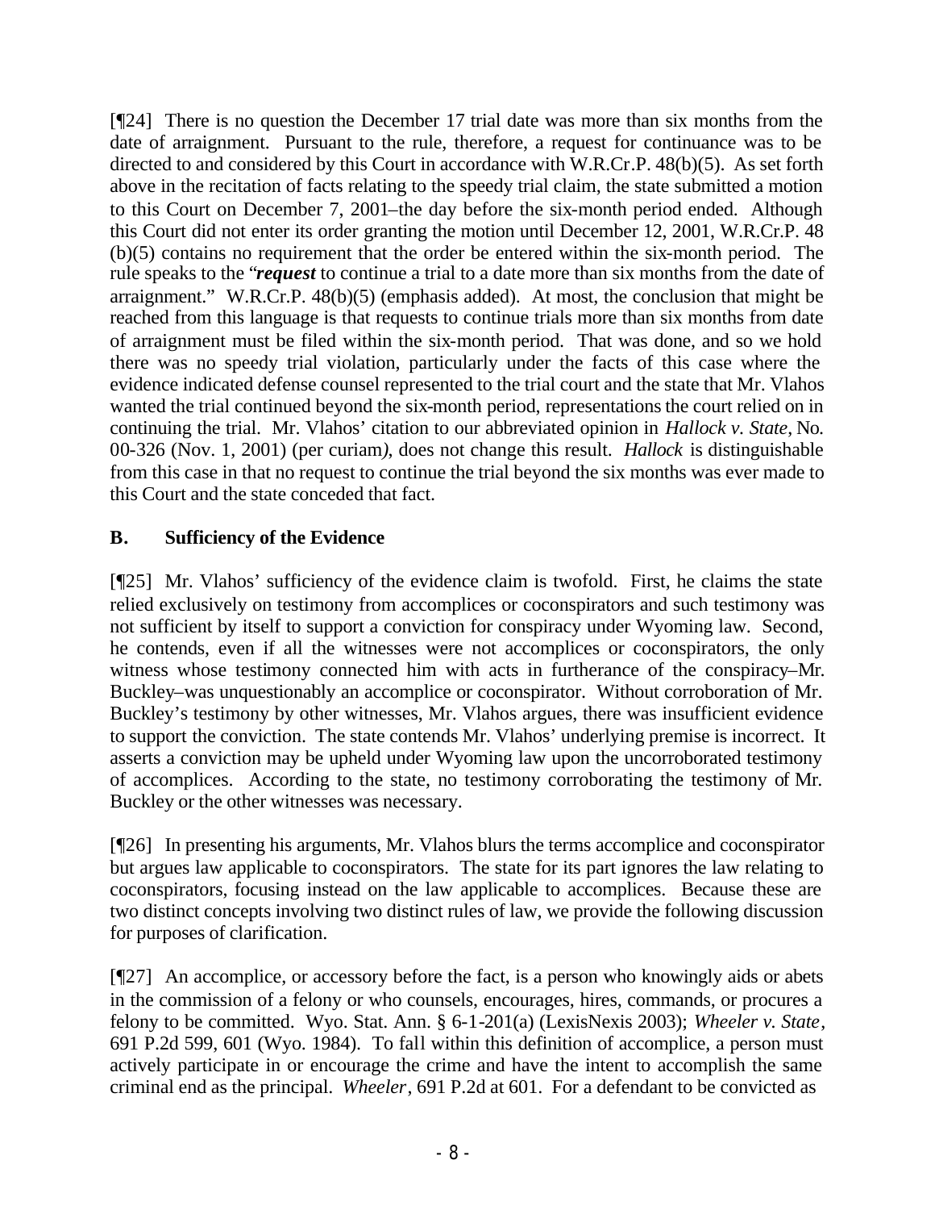[¶24] There is no question the December 17 trial date was more than six months from the date of arraignment. Pursuant to the rule, therefore, a request for continuance was to be directed to and considered by this Court in accordance with W.R.Cr.P. 48(b)(5). As set forth above in the recitation of facts relating to the speedy trial claim, the state submitted a motion to this Court on December 7, 2001–the day before the six-month period ended. Although this Court did not enter its order granting the motion until December 12, 2001, W.R.Cr.P. 48 (b)(5) contains no requirement that the order be entered within the six-month period. The rule speaks to the "***request*** to continue a trial to a date more than six months from the date of arraignment." W.R.Cr.P. 48(b)(5) (emphasis added). At most, the conclusion that might be reached from this language is that requests to continue trials more than six months from date of arraignment must be filed within the six-month period. That was done, and so we hold there was no speedy trial violation, particularly under the facts of this case where the evidence indicated defense counsel represented to the trial court and the state that Mr. Vlahos wanted the trial continued beyond the six-month period, representations the court relied on in continuing the trial. Mr. Vlahos' citation to our abbreviated opinion in *Hallock v. State*, No. 00-326 (Nov. 1, 2001) (per curiam*)*, does not change this result. *Hallock* is distinguishable from this case in that no request to continue the trial beyond the six months was ever made to this Court and the state conceded that fact.

## B. Sufficiency of the Evidence

[¶25] Mr. Vlahos' sufficiency of the evidence claim is twofold. First, he claims the state relied exclusively on testimony from accomplices or coconspirators and such testimony was not sufficient by itself to support a conviction for conspiracy under Wyoming law. Second, he contends, even if all the witnesses were not accomplices or coconspirators, the only witness whose testimony connected him with acts in furtherance of the conspiracy–Mr. Buckley–was unquestionably an accomplice or coconspirator. Without corroboration of Mr. Buckley's testimony by other witnesses, Mr. Vlahos argues, there was insufficient evidence to support the conviction. The state contends Mr. Vlahos' underlying premise is incorrect. It asserts a conviction may be upheld under Wyoming law upon the uncorroborated testimony of accomplices. According to the state, no testimony corroborating the testimony of Mr. Buckley or the other witnesses was necessary.

[¶26] In presenting his arguments, Mr. Vlahos blurs the terms accomplice and coconspirator but argues law applicable to coconspirators. The state for its part ignores the law relating to coconspirators, focusing instead on the law applicable to accomplices. Because these are two distinct concepts involving two distinct rules of law, we provide the following discussion for purposes of clarification.

[¶27] An accomplice, or accessory before the fact, is a person who knowingly aids or abets in the commission of a felony or who counsels, encourages, hires, commands, or procures a felony to be committed. Wyo. Stat. Ann. § 6-1-201(a) (LexisNexis 2003); *Wheeler v. State*, 691 P.2d 599, 601 (Wyo. 1984). To fall within this definition of accomplice, a person must actively participate in or encourage the crime and have the intent to accomplish the same criminal end as the principal. *Wheeler*, 691 P.2d at 601. For a defendant to be convicted as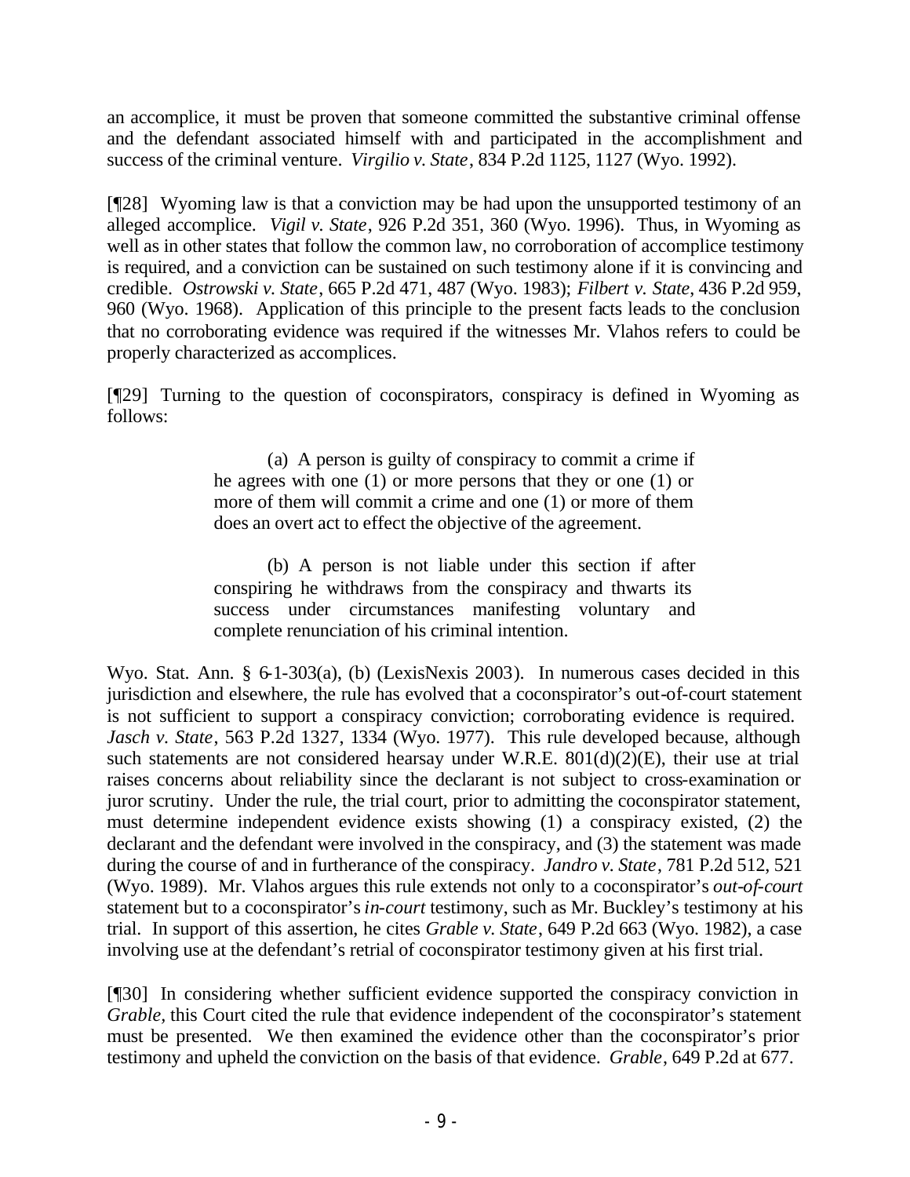an accomplice, it must be proven that someone committed the substantive criminal offense and the defendant associated himself with and participated in the accomplishment and success of the criminal venture. *Virgilio v. State*, 834 P.2d 1125, 1127 (Wyo. 1992).

[¶28] Wyoming law is that a conviction may be had upon the unsupported testimony of an alleged accomplice. *Vigil v. State*, 926 P.2d 351, 360 (Wyo. 1996). Thus, in Wyoming as well as in other states that follow the common law, no corroboration of accomplice testimony is required, and a conviction can be sustained on such testimony alone if it is convincing and credible. *Ostrowski v. State*, 665 P.2d 471, 487 (Wyo. 1983); *Filbert v. State*, 436 P.2d 959, 960 (Wyo. 1968). Application of this principle to the present facts leads to the conclusion that no corroborating evidence was required if the witnesses Mr. Vlahos refers to could be properly characterized as accomplices.

[¶29] Turning to the question of coconspirators, conspiracy is defined in Wyoming as follows:

> (a) A person is guilty of conspiracy to commit a crime if he agrees with one (1) or more persons that they or one (1) or more of them will commit a crime and one (1) or more of them does an overt act to effect the objective of the agreement.
>
> (b) A person is not liable under this section if after conspiring he withdraws from the conspiracy and thwarts its success under circumstances manifesting voluntary and complete renunciation of his criminal intention.

Wyo. Stat. Ann. § 6-1-303(a), (b) (LexisNexis 2003). In numerous cases decided in this jurisdiction and elsewhere, the rule has evolved that a coconspirator's out-of-court statement is not sufficient to support a conspiracy conviction; corroborating evidence is required. *Jasch v. State*, 563 P.2d 1327, 1334 (Wyo. 1977). This rule developed because, although such statements are not considered hearsay under W.R.E. 801(d)(2)(E), their use at trial raises concerns about reliability since the declarant is not subject to cross-examination or juror scrutiny. Under the rule, the trial court, prior to admitting the coconspirator statement, must determine independent evidence exists showing (1) a conspiracy existed, (2) the declarant and the defendant were involved in the conspiracy, and (3) the statement was made during the course of and in furtherance of the conspiracy. *Jandro v. State*, 781 P.2d 512, 521 (Wyo. 1989). Mr. Vlahos argues this rule extends not only to a coconspirator's *out-of-court* statement but to a coconspirator's *in-court* testimony, such as Mr. Buckley's testimony at his trial. In support of this assertion, he cites *Grable v. State*, 649 P.2d 663 (Wyo. 1982), a case involving use at the defendant's retrial of coconspirator testimony given at his first trial.

[¶30] In considering whether sufficient evidence supported the conspiracy conviction in *Grable*, this Court cited the rule that evidence independent of the coconspirator's statement must be presented. We then examined the evidence other than the coconspirator's prior testimony and upheld the conviction on the basis of that evidence. *Grable*, 649 P.2d at 677.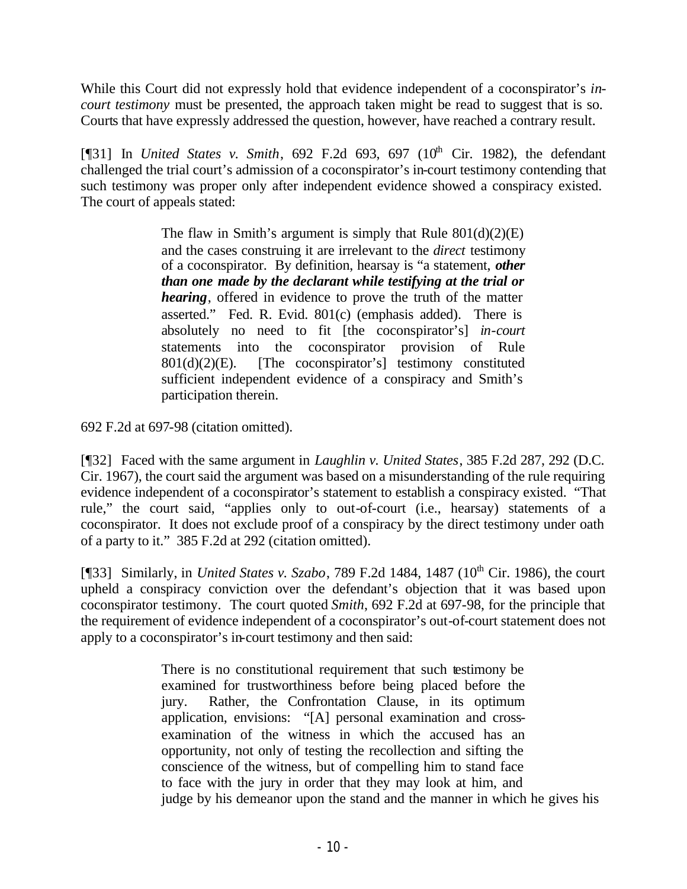While this Court did not expressly hold that evidence independent of a coconspirator's *in-court testimony* must be presented, the approach taken might be read to suggest that is so. Courts that have expressly addressed the question, however, have reached a contrary result.

[¶31] In *United States v. Smith*, 692 F.2d 693, 697 (10th Cir. 1982), the defendant challenged the trial court's admission of a coconspirator's in-court testimony contending that such testimony was proper only after independent evidence showed a conspiracy existed. The court of appeals stated:

> The flaw in Smith's argument is simply that Rule 801(d)(2)(E) and the cases construing it are irrelevant to the *direct* testimony of a coconspirator. By definition, hearsay is "a statement, ***other than one made by the declarant while testifying at the trial or hearing***, offered in evidence to prove the truth of the matter asserted." Fed. R. Evid. 801(c) (emphasis added). There is absolutely no need to fit [the coconspirator's] *in-court* statements into the coconspirator provision of Rule 801(d)(2)(E). [The coconspirator's] testimony constituted sufficient independent evidence of a conspiracy and Smith's participation therein.

692 F.2d at 697-98 (citation omitted).

[¶32] Faced with the same argument in *Laughlin v. United States*, 385 F.2d 287, 292 (D.C. Cir. 1967), the court said the argument was based on a misunderstanding of the rule requiring evidence independent of a coconspirator's statement to establish a conspiracy existed. "That rule," the court said, "applies only to out-of-court (i.e., hearsay) statements of a coconspirator. It does not exclude proof of a conspiracy by the direct testimony under oath of a party to it." 385 F.2d at 292 (citation omitted).

[¶33] Similarly, in *United States v. Szabo*, 789 F.2d 1484, 1487 (10th Cir. 1986), the court upheld a conspiracy conviction over the defendant's objection that it was based upon coconspirator testimony. The court quoted *Smith*, 692 F.2d at 697-98, for the principle that the requirement of evidence independent of a coconspirator's out-of-court statement does not apply to a coconspirator's in-court testimony and then said:

> There is no constitutional requirement that such testimony be examined for trustworthiness before being placed before the jury. Rather, the Confrontation Clause, in its optimum application, envisions: "[A] personal examination and cross-examination of the witness in which the accused has an opportunity, not only of testing the recollection and sifting the conscience of the witness, but of compelling him to stand face to face with the jury in order that they may look at him, and judge by his demeanor upon the stand and the manner in which he gives his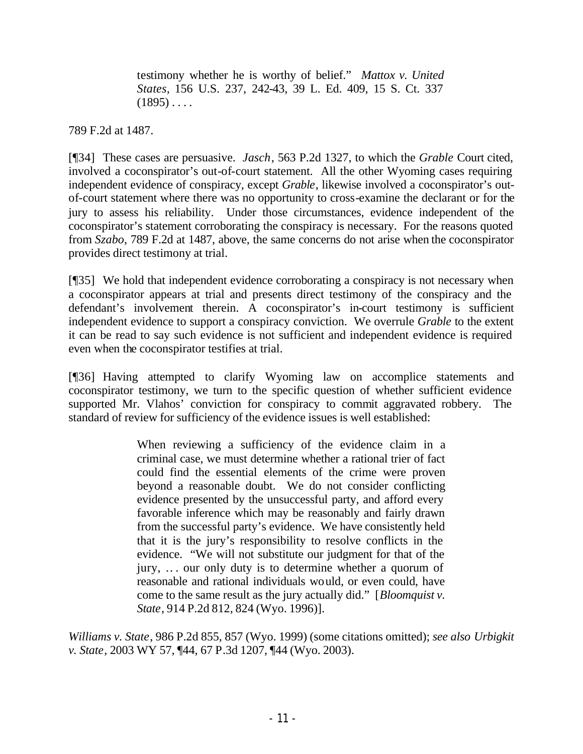> testimony whether he is worthy of belief." *Mattox v. United States*, 156 U.S. 237, 242-43, 39 L. Ed. 409, 15 S. Ct. 337 (1895) . . . .

789 F.2d at 1487.

[¶34] These cases are persuasive. *Jasch*, 563 P.2d 1327, to which the *Grable* Court cited, involved a coconspirator's out-of-court statement. All the other Wyoming cases requiring independent evidence of conspiracy, except *Grable*, likewise involved a coconspirator's out-of-court statement where there was no opportunity to cross-examine the declarant or for the jury to assess his reliability. Under those circumstances, evidence independent of the coconspirator's statement corroborating the conspiracy is necessary. For the reasons quoted from *Szabo*, 789 F.2d at 1487, above, the same concerns do not arise when the coconspirator provides direct testimony at trial.

[¶35] We hold that independent evidence corroborating a conspiracy is not necessary when a coconspirator appears at trial and presents direct testimony of the conspiracy and the defendant's involvement therein. A coconspirator's in-court testimony is sufficient independent evidence to support a conspiracy conviction. We overrule *Grable* to the extent it can be read to say such evidence is not sufficient and independent evidence is required even when the coconspirator testifies at trial.

[¶36] Having attempted to clarify Wyoming law on accomplice statements and coconspirator testimony, we turn to the specific question of whether sufficient evidence supported Mr. Vlahos' conviction for conspiracy to commit aggravated robbery. The standard of review for sufficiency of the evidence issues is well established:

> When reviewing a sufficiency of the evidence claim in a criminal case, we must determine whether a rational trier of fact could find the essential elements of the crime were proven beyond a reasonable doubt. We do not consider conflicting evidence presented by the unsuccessful party, and afford every favorable inference which may be reasonably and fairly drawn from the successful party's evidence. We have consistently held that it is the jury's responsibility to resolve conflicts in the evidence. "We will not substitute our judgment for that of the jury, . . . our only duty is to determine whether a quorum of reasonable and rational individuals would, or even could, have come to the same result as the jury actually did." [*Bloomquist v. State*, 914 P.2d 812, 824 (Wyo. 1996)].

*Williams v. State*, 986 P.2d 855, 857 (Wyo. 1999) (some citations omitted); *see also Urbigkit v. State*, 2003 WY 57, ¶44, 67 P.3d 1207, ¶44 (Wyo. 2003).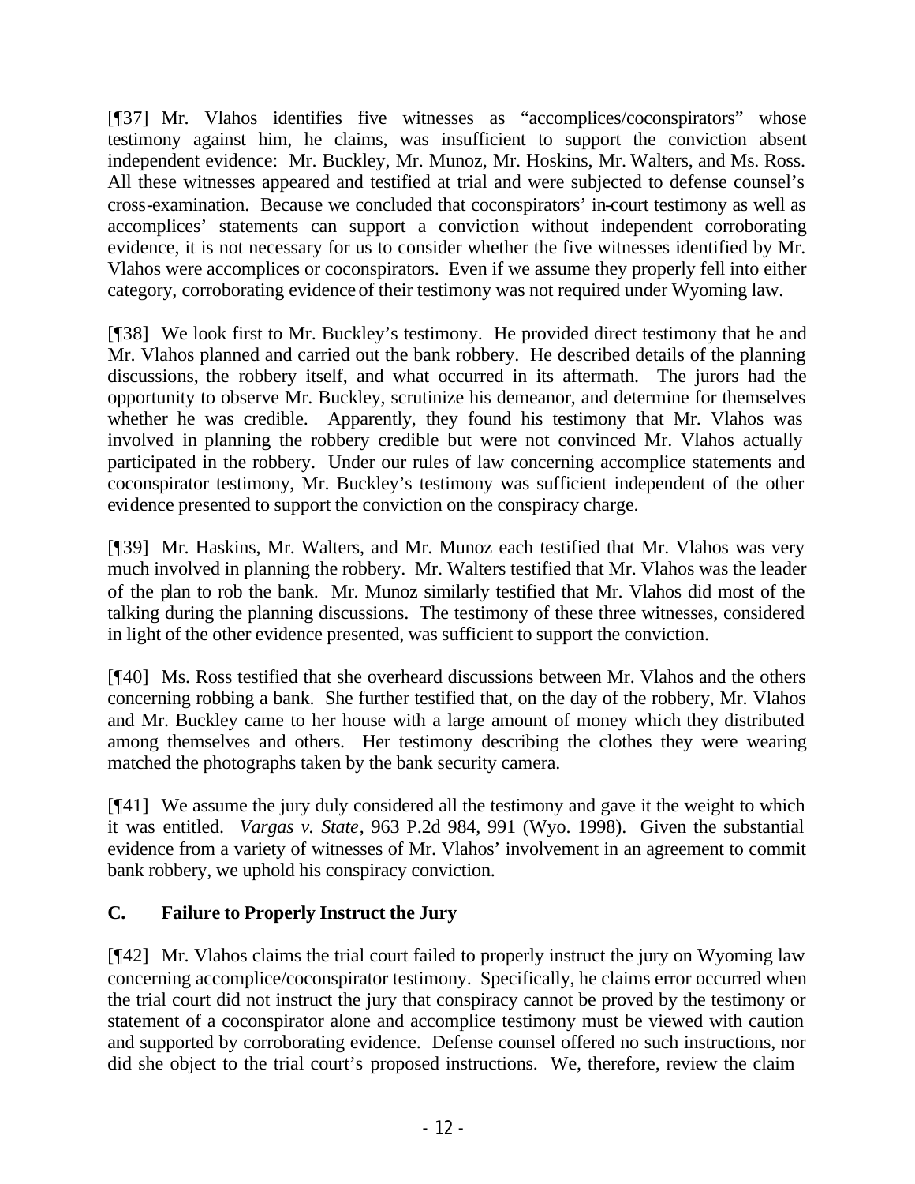[¶37] Mr. Vlahos identifies five witnesses as "accomplices/coconspirators" whose testimony against him, he claims, was insufficient to support the conviction absent independent evidence: Mr. Buckley, Mr. Munoz, Mr. Hoskins, Mr. Walters, and Ms. Ross. All these witnesses appeared and testified at trial and were subjected to defense counsel's cross-examination. Because we concluded that coconspirators' in-court testimony as well as accomplices' statements can support a conviction without independent corroborating evidence, it is not necessary for us to consider whether the five witnesses identified by Mr. Vlahos were accomplices or coconspirators. Even if we assume they properly fell into either category, corroborating evidence of their testimony was not required under Wyoming law.

[¶38] We look first to Mr. Buckley's testimony. He provided direct testimony that he and Mr. Vlahos planned and carried out the bank robbery. He described details of the planning discussions, the robbery itself, and what occurred in its aftermath. The jurors had the opportunity to observe Mr. Buckley, scrutinize his demeanor, and determine for themselves whether he was credible. Apparently, they found his testimony that Mr. Vlahos was involved in planning the robbery credible but were not convinced Mr. Vlahos actually participated in the robbery. Under our rules of law concerning accomplice statements and coconspirator testimony, Mr. Buckley's testimony was sufficient independent of the other evidence presented to support the conviction on the conspiracy charge.

[¶39] Mr. Haskins, Mr. Walters, and Mr. Munoz each testified that Mr. Vlahos was very much involved in planning the robbery. Mr. Walters testified that Mr. Vlahos was the leader of the plan to rob the bank. Mr. Munoz similarly testified that Mr. Vlahos did most of the talking during the planning discussions. The testimony of these three witnesses, considered in light of the other evidence presented, was sufficient to support the conviction.

[¶40] Ms. Ross testified that she overheard discussions between Mr. Vlahos and the others concerning robbing a bank. She further testified that, on the day of the robbery, Mr. Vlahos and Mr. Buckley came to her house with a large amount of money which they distributed among themselves and others. Her testimony describing the clothes they were wearing matched the photographs taken by the bank security camera.

[¶41] We assume the jury duly considered all the testimony and gave it the weight to which it was entitled. *Vargas v. State*, 963 P.2d 984, 991 (Wyo. 1998). Given the substantial evidence from a variety of witnesses of Mr. Vlahos' involvement in an agreement to commit bank robbery, we uphold his conspiracy conviction.

### C. Failure to Properly Instruct the Jury

[¶42] Mr. Vlahos claims the trial court failed to properly instruct the jury on Wyoming law concerning accomplice/coconspirator testimony. Specifically, he claims error occurred when the trial court did not instruct the jury that conspiracy cannot be proved by the testimony or statement of a coconspirator alone and accomplice testimony must be viewed with caution and supported by corroborating evidence. Defense counsel offered no such instructions, nor did she object to the trial court's proposed instructions. We, therefore, review the claim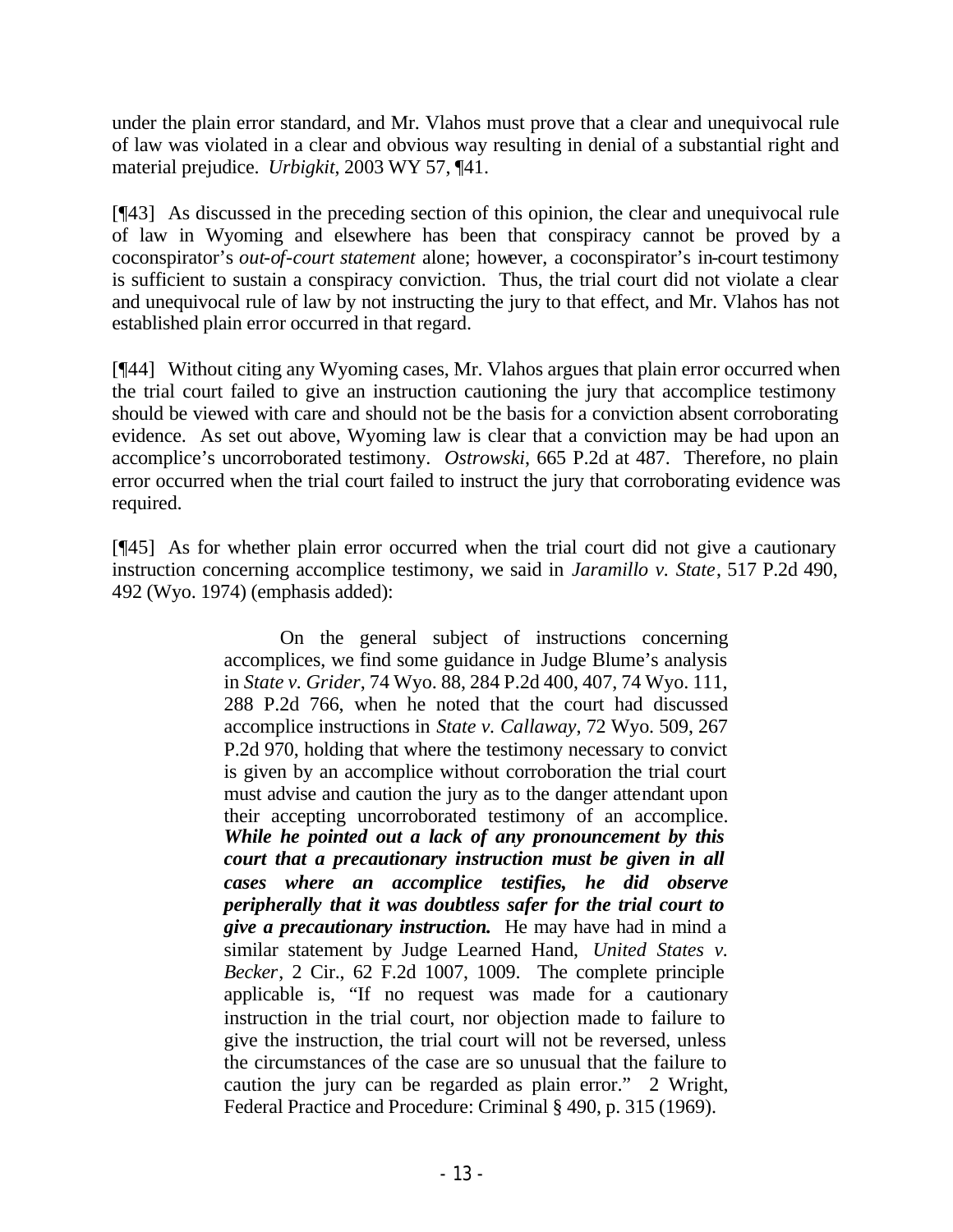under the plain error standard, and Mr. Vlahos must prove that a clear and unequivocal rule of law was violated in a clear and obvious way resulting in denial of a substantial right and material prejudice. *Urbigkit*, 2003 WY 57, ¶41.

[¶43] As discussed in the preceding section of this opinion, the clear and unequivocal rule of law in Wyoming and elsewhere has been that conspiracy cannot be proved by a coconspirator's *out-of-court statement* alone; however, a coconspirator's in-court testimony is sufficient to sustain a conspiracy conviction. Thus, the trial court did not violate a clear and unequivocal rule of law by not instructing the jury to that effect, and Mr. Vlahos has not established plain error occurred in that regard.

[¶44] Without citing any Wyoming cases, Mr. Vlahos argues that plain error occurred when the trial court failed to give an instruction cautioning the jury that accomplice testimony should be viewed with care and should not be the basis for a conviction absent corroborating evidence. As set out above, Wyoming law is clear that a conviction may be had upon an accomplice's uncorroborated testimony. *Ostrowski*, 665 P.2d at 487. Therefore, no plain error occurred when the trial court failed to instruct the jury that corroborating evidence was required.

[¶45] As for whether plain error occurred when the trial court did not give a cautionary instruction concerning accomplice testimony, we said in *Jaramillo v. State*, 517 P.2d 490, 492 (Wyo. 1974) (emphasis added):

> On the general subject of instructions concerning accomplices, we find some guidance in Judge Blume's analysis in *State v. Grider*, 74 Wyo. 88, 284 P.2d 400, 407, 74 Wyo. 111, 288 P.2d 766, when he noted that the court had discussed accomplice instructions in *State v. Callaway*, 72 Wyo. 509, 267 P.2d 970, holding that where the testimony necessary to convict is given by an accomplice without corroboration the trial court must advise and caution the jury as to the danger attendant upon their accepting uncorroborated testimony of an accomplice. ***While he pointed out a lack of any pronouncement by this court that a precautionary instruction must be given in all cases where an accomplice testifies, he did observe peripherally that it was doubtless safer for the trial court to give a precautionary instruction.*** He may have had in mind a similar statement by Judge Learned Hand, *United States v. Becker*, 2 Cir., 62 F.2d 1007, 1009. The complete principle applicable is, "If no request was made for a cautionary instruction in the trial court, nor objection made to failure to give the instruction, the trial court will not be reversed, unless the circumstances of the case are so unusual that the failure to caution the jury can be regarded as plain error." 2 Wright, Federal Practice and Procedure: Criminal § 490, p. 315 (1969).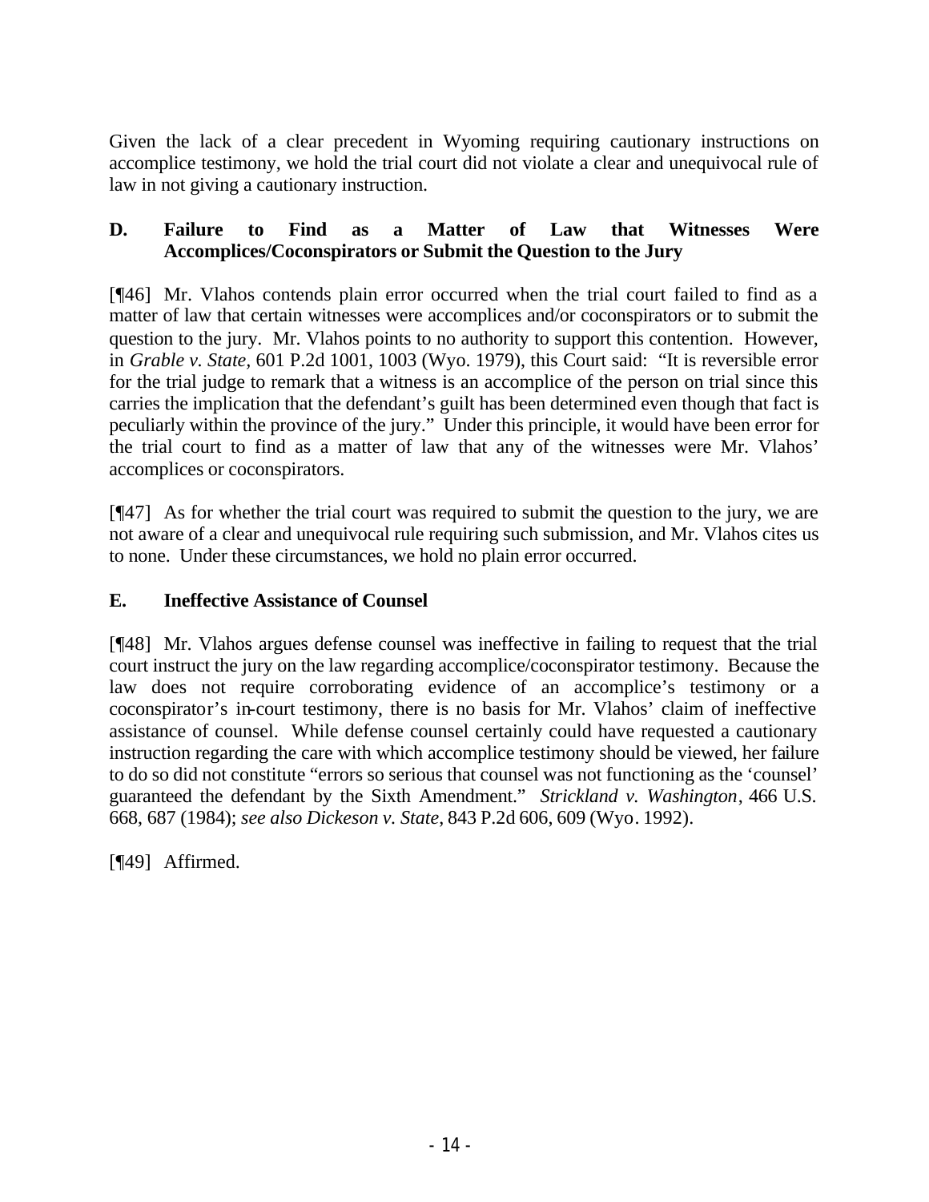Given the lack of a clear precedent in Wyoming requiring cautionary instructions on accomplice testimony, we hold the trial court did not violate a clear and unequivocal rule of law in not giving a cautionary instruction.

### D. Failure to Find as a Matter of Law that Witnesses Were Accomplices/Coconspirators or Submit the Question to the Jury

[¶46] Mr. Vlahos contends plain error occurred when the trial court failed to find as a matter of law that certain witnesses were accomplices and/or coconspirators or to submit the question to the jury. Mr. Vlahos points to no authority to support this contention. However, in *Grable v. State*, 601 P.2d 1001, 1003 (Wyo. 1979), this Court said: "It is reversible error for the trial judge to remark that a witness is an accomplice of the person on trial since this carries the implication that the defendant's guilt has been determined even though that fact is peculiarly within the province of the jury." Under this principle, it would have been error for the trial court to find as a matter of law that any of the witnesses were Mr. Vlahos' accomplices or coconspirators.

[¶47] As for whether the trial court was required to submit the question to the jury, we are not aware of a clear and unequivocal rule requiring such submission, and Mr. Vlahos cites us to none. Under these circumstances, we hold no plain error occurred.

### E. Ineffective Assistance of Counsel

[¶48] Mr. Vlahos argues defense counsel was ineffective in failing to request that the trial court instruct the jury on the law regarding accomplice/coconspirator testimony. Because the law does not require corroborating evidence of an accomplice's testimony or a coconspirator's in-court testimony, there is no basis for Mr. Vlahos' claim of ineffective assistance of counsel. While defense counsel certainly could have requested a cautionary instruction regarding the care with which accomplice testimony should be viewed, her failure to do so did not constitute "errors so serious that counsel was not functioning as the 'counsel' guaranteed the defendant by the Sixth Amendment." *Strickland v. Washington*, 466 U.S. 668, 687 (1984); *see also Dickeson v. State*, 843 P.2d 606, 609 (Wyo. 1992).

[¶49] Affirmed.